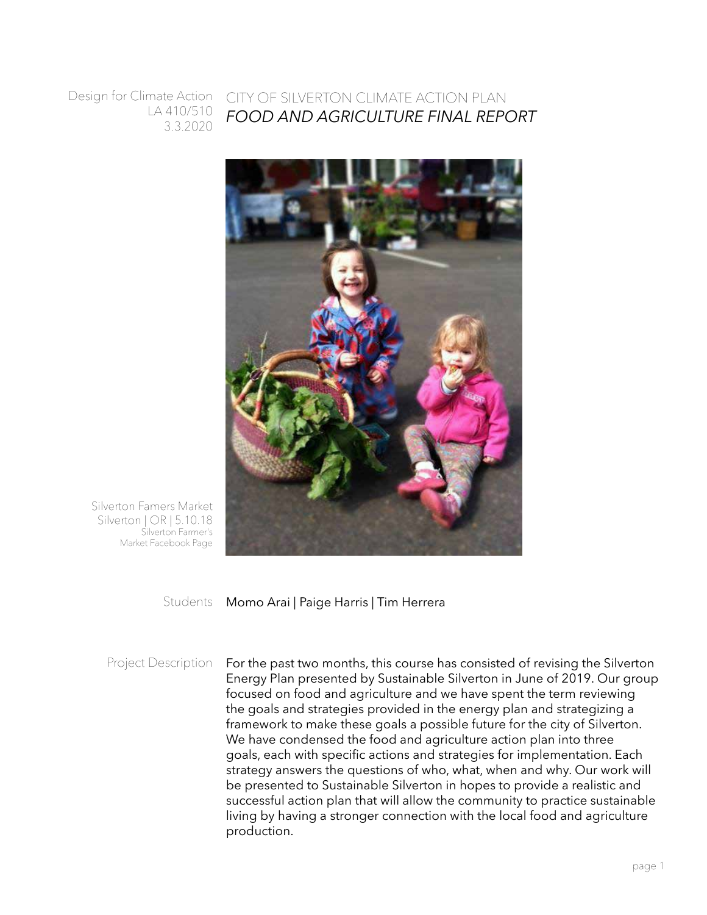Design for Climate Action
LA 410/510
3.3.2020

# CITY OF SILVERTON CLIMATE ACTION PLAN
## *FOOD AND AGRICULTURE FINAL REPORT*

Silverton Famers Market
Silverton | OR | 5.10.18
Silverton Farmer's Market Facebook Page

**Students** Momo Arai | Paige Harris | Tim Herrera

**Project Description**

For the past two months, this course has consisted of revising the Silverton Energy Plan presented by Sustainable Silverton in June of 2019. Our group focused on food and agriculture and we have spent the term reviewing the goals and strategies provided in the energy plan and strategizing a framework to make these goals a possible future for the city of Silverton. We have condensed the food and agriculture action plan into three goals, each with specific actions and strategies for implementation. Each strategy answers the questions of who, what, when and why. Our work will be presented to Sustainable Silverton in hopes to provide a realistic and successful action plan that will allow the community to practice sustainable living by having a stronger connection with the local food and agriculture production.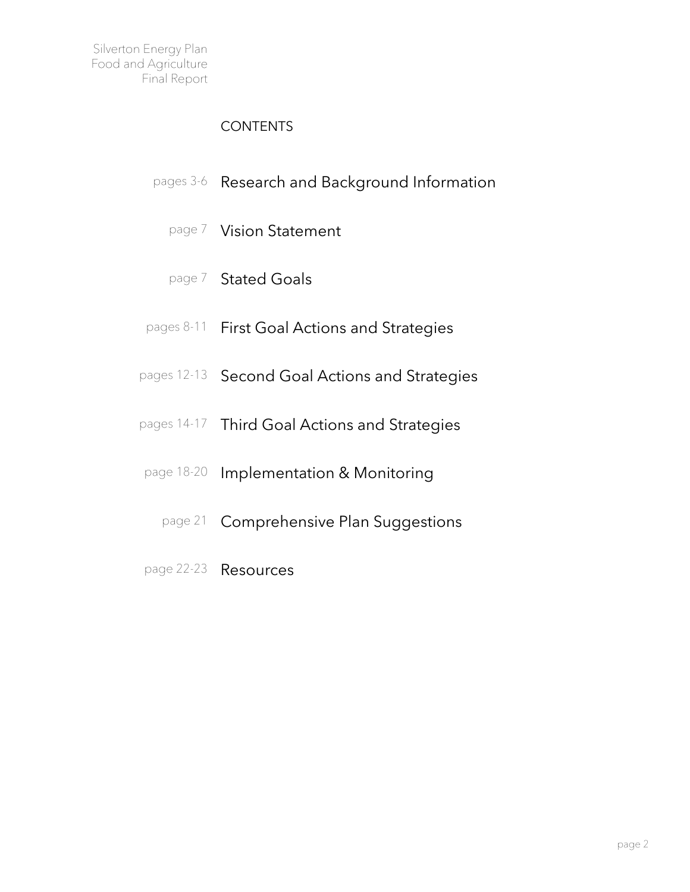Silverton Energy Plan
Food and Agriculture
Final Report

## CONTENTS

| | |
|---|---|
| pages 3-6 | Research and Background Information |
| page 7 | Vision Statement |
| page 7 | Stated Goals |
| pages 8-11 | First Goal Actions and Strategies |
| pages 12-13 | Second Goal Actions and Strategies |
| pages 14-17 | Third Goal Actions and Strategies |
| page 18-20 | Implementation & Monitoring |
| page 21 | Comprehensive Plan Suggestions |
| page 22-23 | Resources |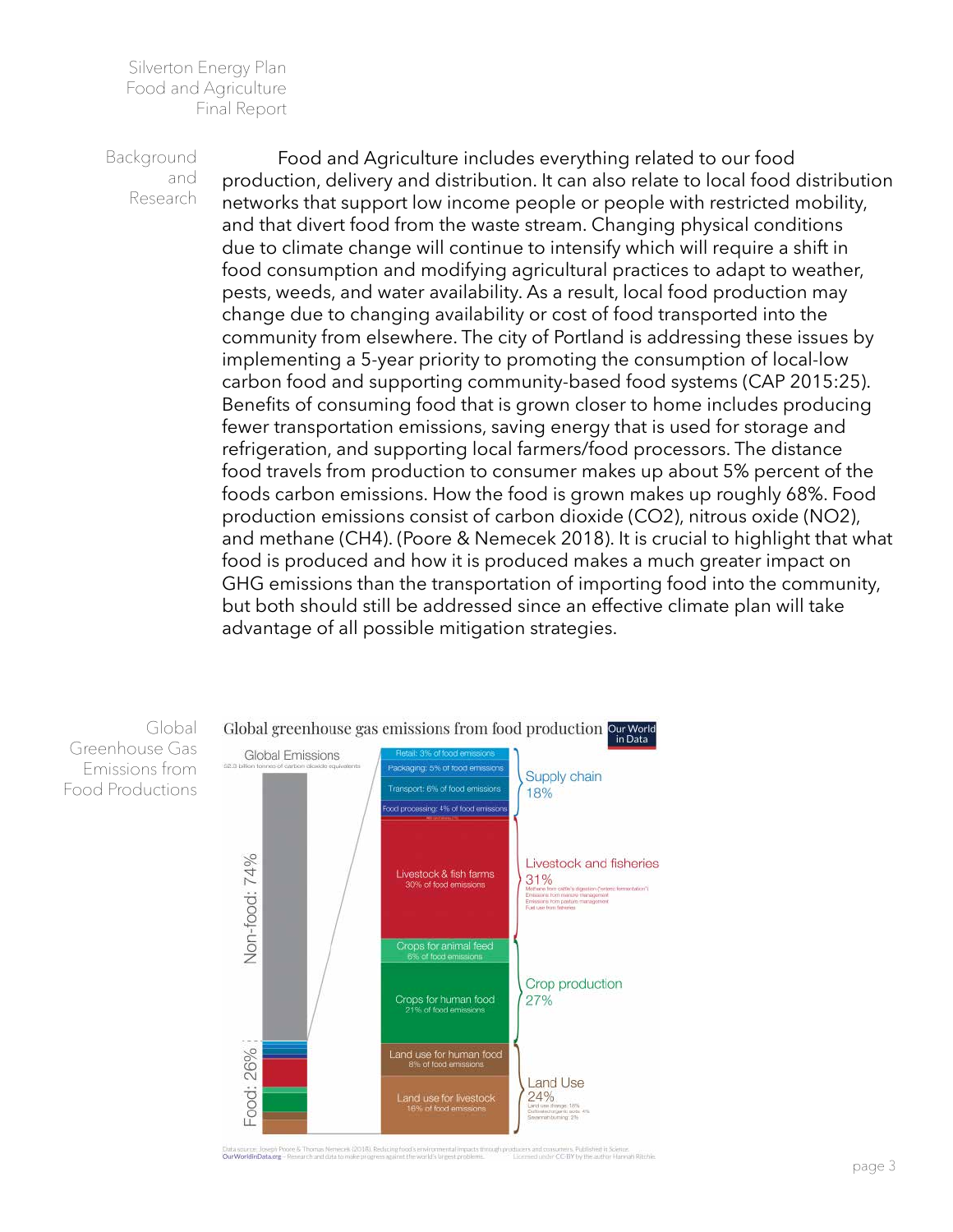## Background and Research

Food and Agriculture includes everything related to our food production, delivery and distribution. It can also relate to local food distribution networks that support low income people or people with restricted mobility, and that divert food from the waste stream. Changing physical conditions due to climate change will continue to intensify which will require a shift in food consumption and modifying agricultural practices to adapt to weather, pests, weeds, and water availability. As a result, local food production may change due to changing availability or cost of food transported into the community from elsewhere. The city of Portland is addressing these issues by implementing a 5-year priority to promoting the consumption of local-low carbon food and supporting community-based food systems (CAP 2015:25). Benefits of consuming food that is grown closer to home includes producing fewer transportation emissions, saving energy that is used for storage and refrigeration, and supporting local farmers/food processors. The distance food travels from production to consumer makes up about 5% percent of the foods carbon emissions. How the food is grown makes up roughly 68%. Food production emissions consist of carbon dioxide ($CO_2$), nitrous oxide ($NO_2$), and methane ($CH_4$). (Poore & Nemecek 2018). It is crucial to highlight that what food is produced and how it is produced makes a much greater impact on GHG emissions than the transportation of importing food into the community, but both should still be addressed since an effective climate plan will take advantage of all possible mitigation strategies.

## Global Greenhouse Gas Emissions from Food Productions

Global greenhouse gas emissions from food production

Our World in Data

Global Emissions

52.3 billion tonnes of carbon dioxide equivalents

Non-food: 74%

Food: 26%

Retail: 3% of food emissions

Packaging: 5% of food emissions

Transport: 6% of food emissions

Food processing: 4% of food emissions

Supply chain 18%

Livestock & fish farms 30% of food emissions

Livestock and fisheries 31%

Methane from cattle's digestion ("enteric fermentation")

Emissions from manure management

Emissions from pasture management

Fuel use from fisheries

Crops for animal feed 6% of food emissions

Crops for human food 21% of food emissions

Crop production 27%

Land use for human food 8% of food emissions

Land use for livestock 16% of food emissions

Land Use 24%

Land use change: 18%

Cultivated organic soils: 4%

Savannah burning: 2%

Data source: Joseph Poore & Thomas Nemecek (2018). Reducing food's environmental impacts through producers and consumers. Published in Science.

OurWorldInData.org – Research and data to make progress against the world's largest problems. Licensed under CC-BY by the author Hannah Ritchie.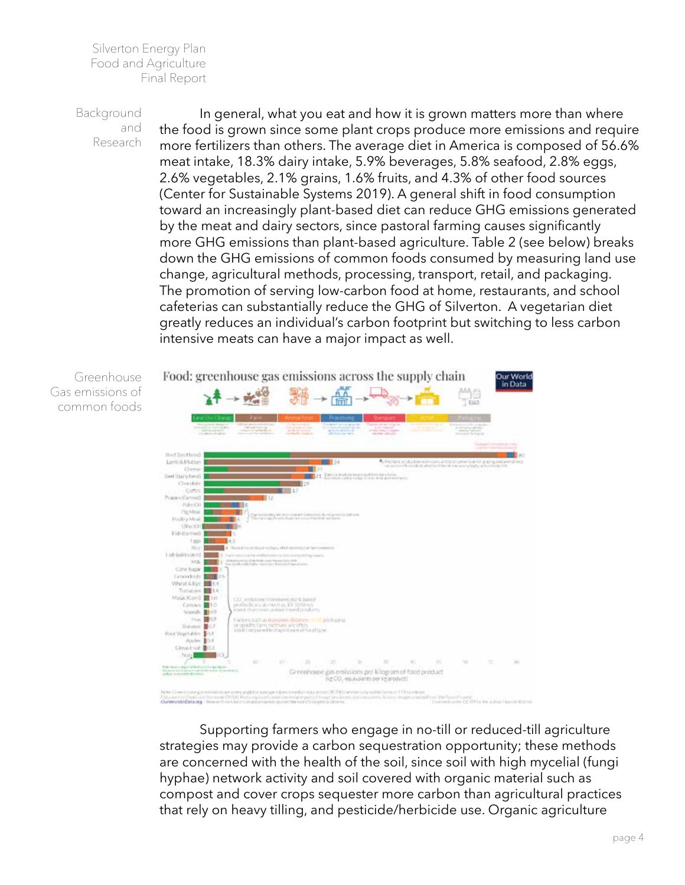Background and Research

In general, what you eat and how it is grown matters more than where the food is grown since some plant crops produce more emissions and require more fertilizers than others. The average diet in America is composed of 56.6% meat intake, 18.3% dairy intake, 5.9% beverages, 5.8% seafood, 2.8% eggs, 2.6% vegetables, 2.1% grains, 1.6% fruits, and 4.3% of other food sources (Center for Sustainable Systems 2019). A general shift in food consumption toward an increasingly plant-based diet can reduce GHG emissions generated by the meat and dairy sectors, since pastoral farming causes significantly more GHG emissions than plant-based agriculture. Table 2 (see below) breaks down the GHG emissions of common foods consumed by measuring land use change, agricultural methods, processing, transport, retail, and packaging. The promotion of serving low-carbon food at home, restaurants, and school cafeterias can substantially reduce the GHG of Silverton. A vegetarian diet greatly reduces an individual's carbon footprint but switching to less carbon intensive meats can have a major impact as well.

Greenhouse Gas emissions of common foods

Food: greenhouse gas emissions across the supply chain

Our World in Data

Land Use Change
Farm
Animal Feed
Processing
Transport
Retail
Packaging

Beef (beef herd)
Lamb & Mutton
Cheese
Beef (dairy herd)
Chocolate
Coffee
Prawns (farmed)
Palm Oil
Pig Meat
Poultry Meat
Olive Oil
Fish (farmed)
Eggs
Rice
Fish (wild catch)
Milk
Cane Sugar
Groundnuts
Wheat & Rye
Tomatoes
Maize (Corn)
Cassava
Soymilk
Peas
Bananas
Root Vegetables
Apples
Citrus Fruit
Nuts

60
24
21
21
19
17
12
8
7
6
6
5
4.5
4
3
3
3
2.5
1.4
1.4
1.0
1.0
0.9
0.9
0.7
0.4
0.4
0.3
0.3

Greenhouse gas emissions per kilogram of food product
(kg $CO_2$-equivalents per kg product)

OurWorldinData.org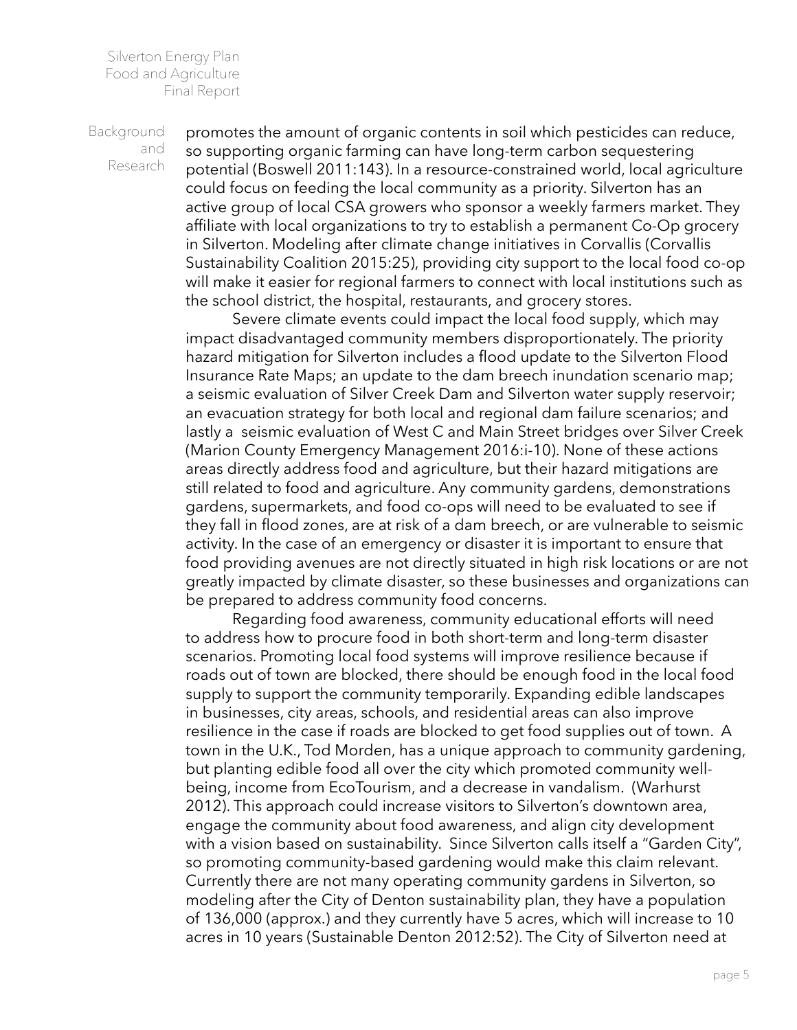Background and Research

promotes the amount of organic contents in soil which pesticides can reduce, so supporting organic farming can have long-term carbon sequestering potential (Boswell 2011:143). In a resource-constrained world, local agriculture could focus on feeding the local community as a priority. Silverton has an active group of local CSA growers who sponsor a weekly farmers market. They affiliate with local organizations to try to establish a permanent Co-Op grocery in Silverton. Modeling after climate change initiatives in Corvallis (Corvallis Sustainability Coalition 2015:25), providing city support to the local food co-op will make it easier for regional farmers to connect with local institutions such as the school district, the hospital, restaurants, and grocery stores.

Severe climate events could impact the local food supply, which may impact disadvantaged community members disproportionately. The priority hazard mitigation for Silverton includes a flood update to the Silverton Flood Insurance Rate Maps; an update to the dam breech inundation scenario map; a seismic evaluation of Silver Creek Dam and Silverton water supply reservoir; an evacuation strategy for both local and regional dam failure scenarios; and lastly a seismic evaluation of West C and Main Street bridges over Silver Creek (Marion County Emergency Management 2016:i-10). None of these actions areas directly address food and agriculture, but their hazard mitigations are still related to food and agriculture. Any community gardens, demonstrations gardens, supermarkets, and food co-ops will need to be evaluated to see if they fall in flood zones, are at risk of a dam breech, or are vulnerable to seismic activity. In the case of an emergency or disaster it is important to ensure that food providing avenues are not directly situated in high risk locations or are not greatly impacted by climate disaster, so these businesses and organizations can be prepared to address community food concerns.

Regarding food awareness, community educational efforts will need to address how to procure food in both short-term and long-term disaster scenarios. Promoting local food systems will improve resilience because if roads out of town are blocked, there should be enough food in the local food supply to support the community temporarily. Expanding edible landscapes in businesses, city areas, schools, and residential areas can also improve resilience in the case if roads are blocked to get food supplies out of town. A town in the U.K., Tod Morden, has a unique approach to community gardening, but planting edible food all over the city which promoted community well-being, income from EcoTourism, and a decrease in vandalism. (Warhurst 2012). This approach could increase visitors to Silverton's downtown area, engage the community about food awareness, and align city development with a vision based on sustainability. Since Silverton calls itself a "Garden City", so promoting community-based gardening would make this claim relevant. Currently there are not many operating community gardens in Silverton, so modeling after the City of Denton sustainability plan, they have a population of 136,000 (approx.) and they currently have 5 acres, which will increase to 10 acres in 10 years (Sustainable Denton 2012:52). The City of Silverton need at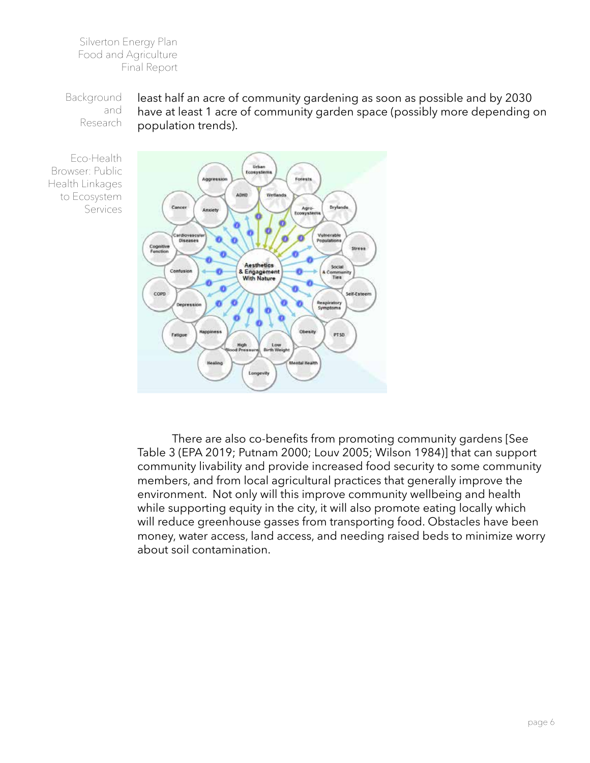Background and Research

least half an acre of community gardening as soon as possible and by 2030 have at least 1 acre of community garden space (possibly more depending on population trends).

Eco-Health Browser: Public Health Linkages to Ecosystem Services

Aesthetics & Engagement With Nature

Urban Ecosystems
Forests
Wetlands
Agro-Ecosystems
Drylands
Aggression
ADHD
Anxiety
Cancer
Cardiovascular Diseases
Cognitive Function
Confusion
COPD
Depression
Fatigue
Happiness
Healing
High Blood Pressure
Longevity
Low Birth Weight
Mental Health
Obesity
PTSD
Respiratory Symptoms
Self-Esteem
Social & Community Ties
Stress
Vulnerable Populations

There are also co-benefits from promoting community gardens [See Table 3 (EPA 2019; Putnam 2000; Louv 2005; Wilson 1984)] that can support community livability and provide increased food security to some community members, and from local agricultural practices that generally improve the environment. Not only will this improve community wellbeing and health while supporting equity in the city, it will also promote eating locally which will reduce greenhouse gasses from transporting food. Obstacles have been money, water access, land access, and needing raised beds to minimize worry about soil contamination.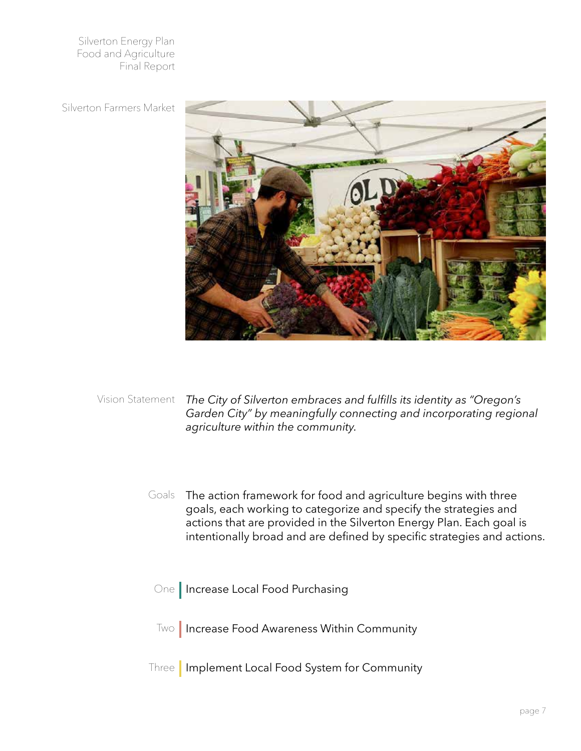Silverton Farmers Market

Vision Statement

*The City of Silverton embraces and fulfills its identity as "Oregon's Garden City" by meaningfully connecting and incorporating regional agriculture within the community.*

Goals

The action framework for food and agriculture begins with three goals, each working to categorize and specify the strategies and actions that are provided in the Silverton Energy Plan. Each goal is intentionally broad and are defined by specific strategies and actions.

One | Increase Local Food Purchasing

Two | Increase Food Awareness Within Community

Three | Implement Local Food System for Community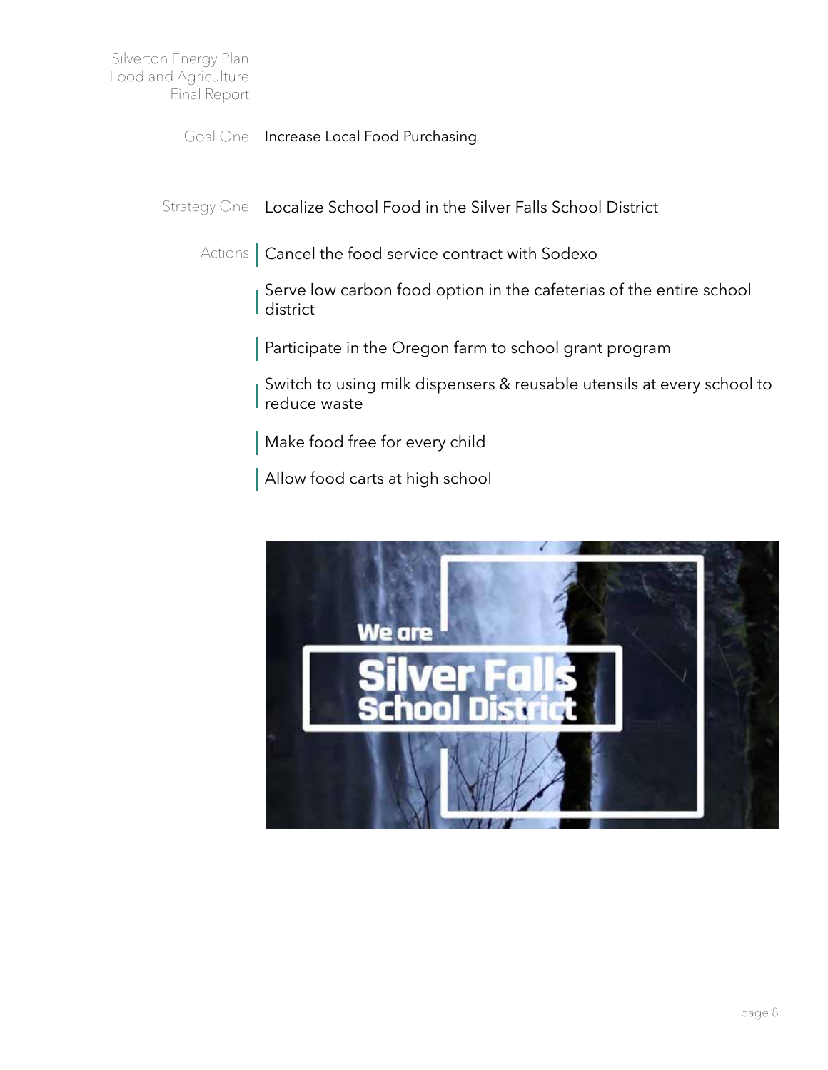Goal One Increase Local Food Purchasing

Strategy One Localize School Food in the Silver Falls School District

Actions

- Cancel the food service contract with Sodexo
- Serve low carbon food option in the cafeterias of the entire school district
- Participate in the Oregon farm to school grant program
- Switch to using milk dispensers & reusable utensils at every school to reduce waste
- Make food free for every child
- Allow food carts at high school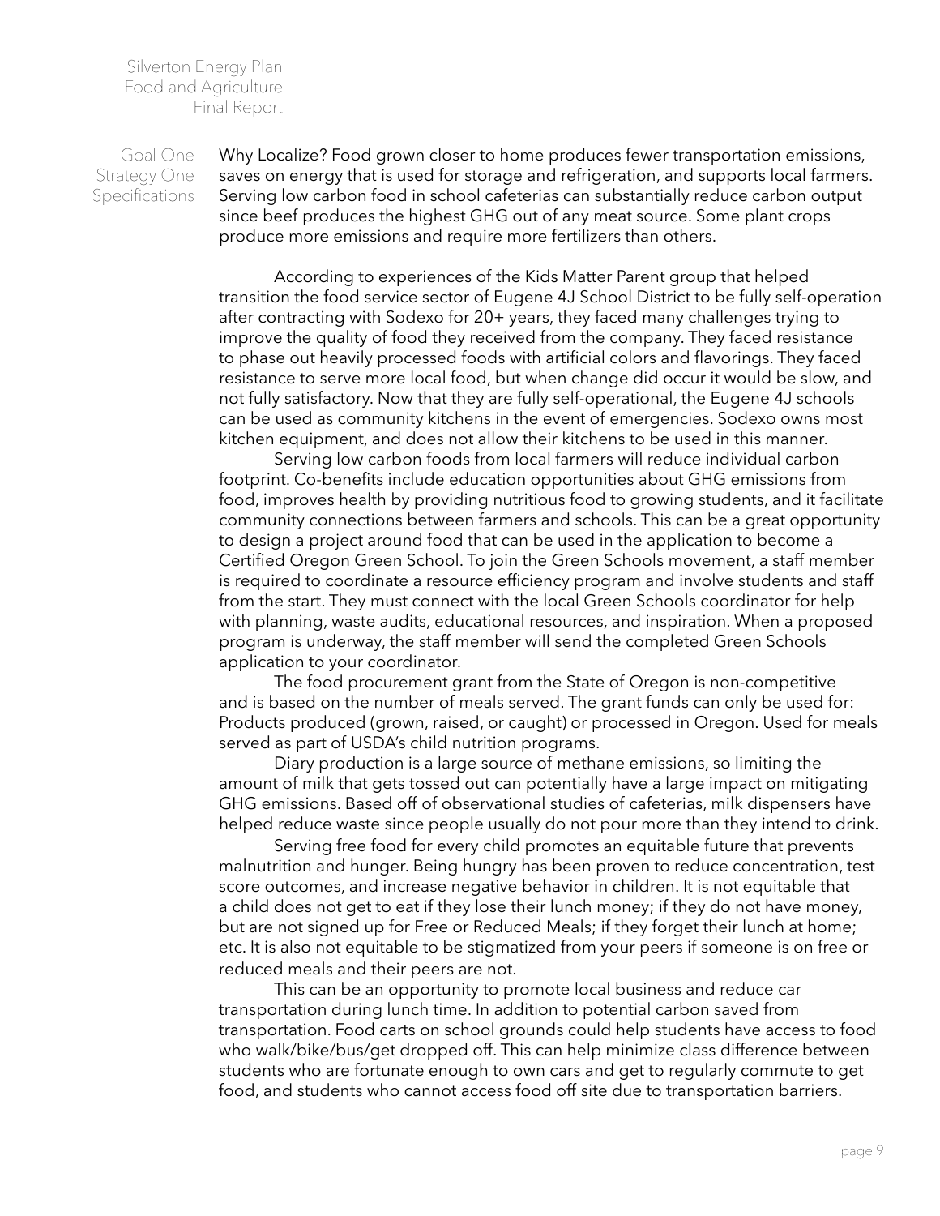Goal One
Strategy One
Specifications

Why Localize? Food grown closer to home produces fewer transportation emissions, saves on energy that is used for storage and refrigeration, and supports local farmers. Serving low carbon food in school cafeterias can substantially reduce carbon output since beef produces the highest GHG out of any meat source. Some plant crops produce more emissions and require more fertilizers than others.

According to experiences of the Kids Matter Parent group that helped transition the food service sector of Eugene 4J School District to be fully self-operation after contracting with Sodexo for 20+ years, they faced many challenges trying to improve the quality of food they received from the company. They faced resistance to phase out heavily processed foods with artificial colors and flavorings. They faced resistance to serve more local food, but when change did occur it would be slow, and not fully satisfactory. Now that they are fully self-operational, the Eugene 4J schools can be used as community kitchens in the event of emergencies. Sodexo owns most kitchen equipment, and does not allow their kitchens to be used in this manner.

Serving low carbon foods from local farmers will reduce individual carbon footprint. Co-benefits include education opportunities about GHG emissions from food, improves health by providing nutritious food to growing students, and it facilitate community connections between farmers and schools. This can be a great opportunity to design a project around food that can be used in the application to become a Certified Oregon Green School. To join the Green Schools movement, a staff member is required to coordinate a resource efficiency program and involve students and staff from the start. They must connect with the local Green Schools coordinator for help with planning, waste audits, educational resources, and inspiration. When a proposed program is underway, the staff member will send the completed Green Schools application to your coordinator.

The food procurement grant from the State of Oregon is non-competitive and is based on the number of meals served. The grant funds can only be used for: Products produced (grown, raised, or caught) or processed in Oregon. Used for meals served as part of USDA's child nutrition programs.

Diary production is a large source of methane emissions, so limiting the amount of milk that gets tossed out can potentially have a large impact on mitigating GHG emissions. Based off of observational studies of cafeterias, milk dispensers have helped reduce waste since people usually do not pour more than they intend to drink.

Serving free food for every child promotes an equitable future that prevents malnutrition and hunger. Being hungry has been proven to reduce concentration, test score outcomes, and increase negative behavior in children. It is not equitable that a child does not get to eat if they lose their lunch money; if they do not have money, but are not signed up for Free or Reduced Meals; if they forget their lunch at home; etc. It is also not equitable to be stigmatized from your peers if someone is on free or reduced meals and their peers are not.

This can be an opportunity to promote local business and reduce car transportation during lunch time. In addition to potential carbon saved from transportation. Food carts on school grounds could help students have access to food who walk/bike/bus/get dropped off. This can help minimize class difference between students who are fortunate enough to own cars and get to regularly commute to get food, and students who cannot access food off site due to transportation barriers.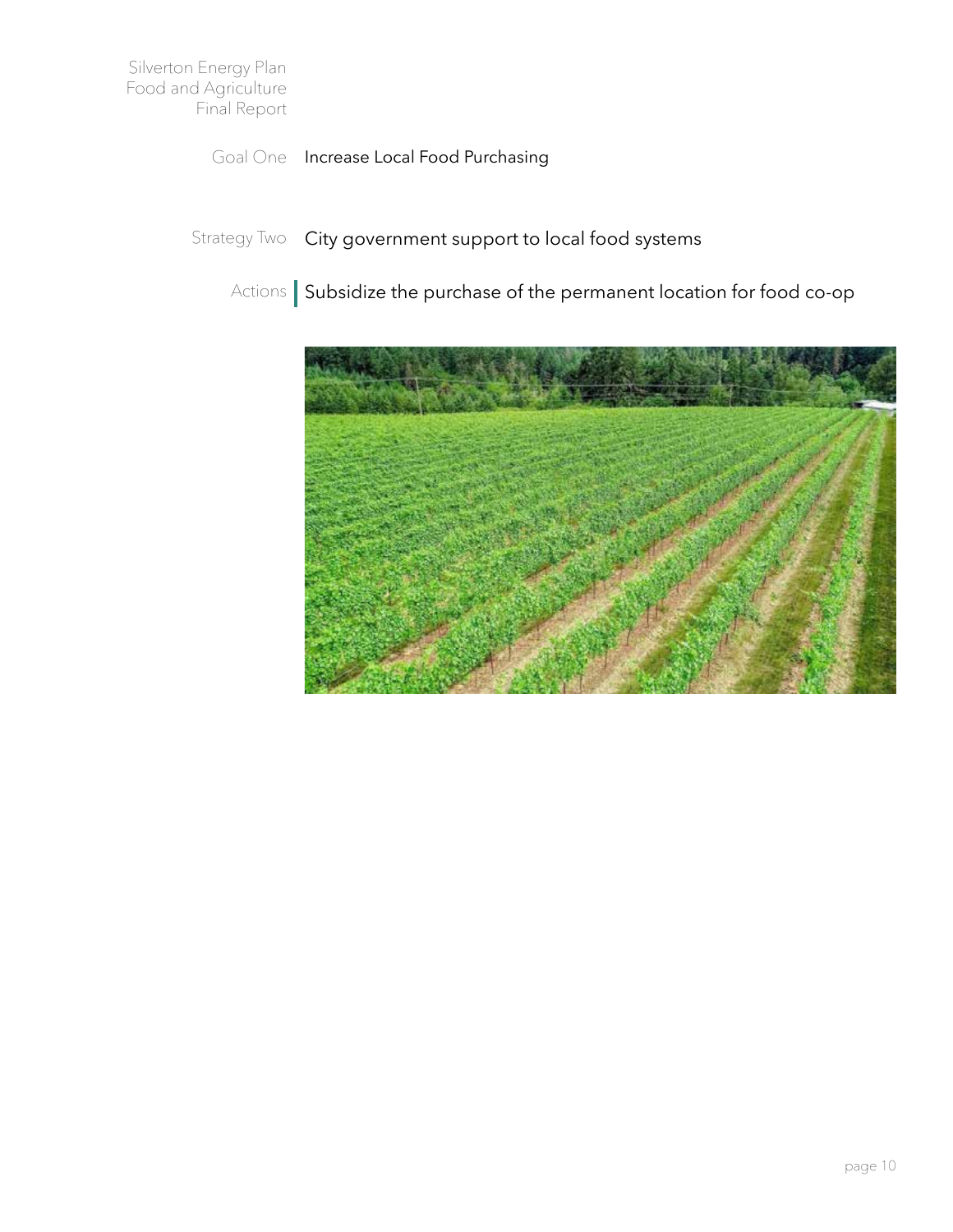Goal One Increase Local Food Purchasing

Strategy Two City government support to local food systems

Actions | Subsidize the purchase of the permanent location for food co-op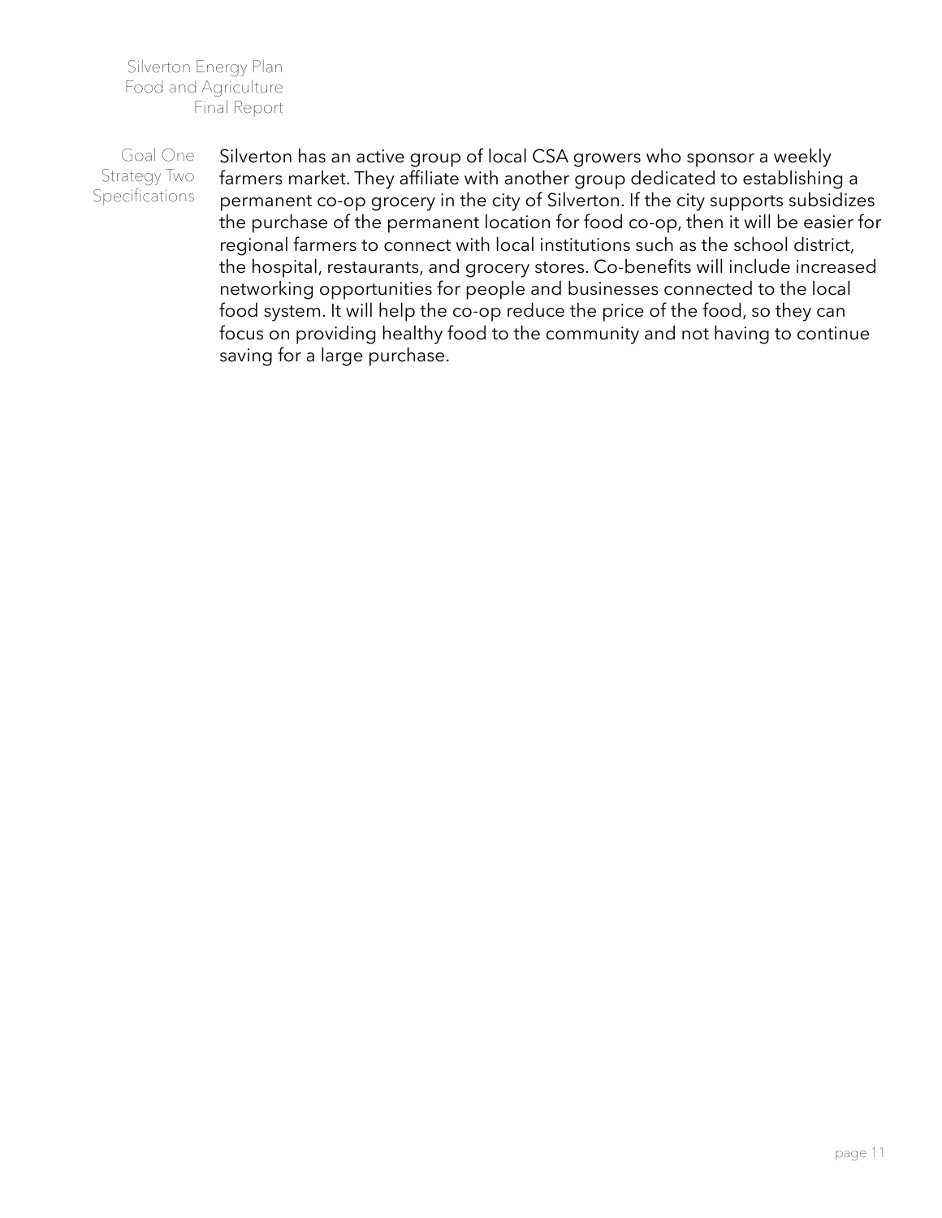Goal One
Strategy Two
Specifications

Silverton has an active group of local CSA growers who sponsor a weekly farmers market. They affiliate with another group dedicated to establishing a permanent co-op grocery in the city of Silverton. If the city supports subsidizes the purchase of the permanent location for food co-op, then it will be easier for regional farmers to connect with local institutions such as the school district, the hospital, restaurants, and grocery stores. Co-benefits will include increased networking opportunities for people and businesses connected to the local food system. It will help the co-op reduce the price of the food, so they can focus on providing healthy food to the community and not having to continue saving for a large purchase.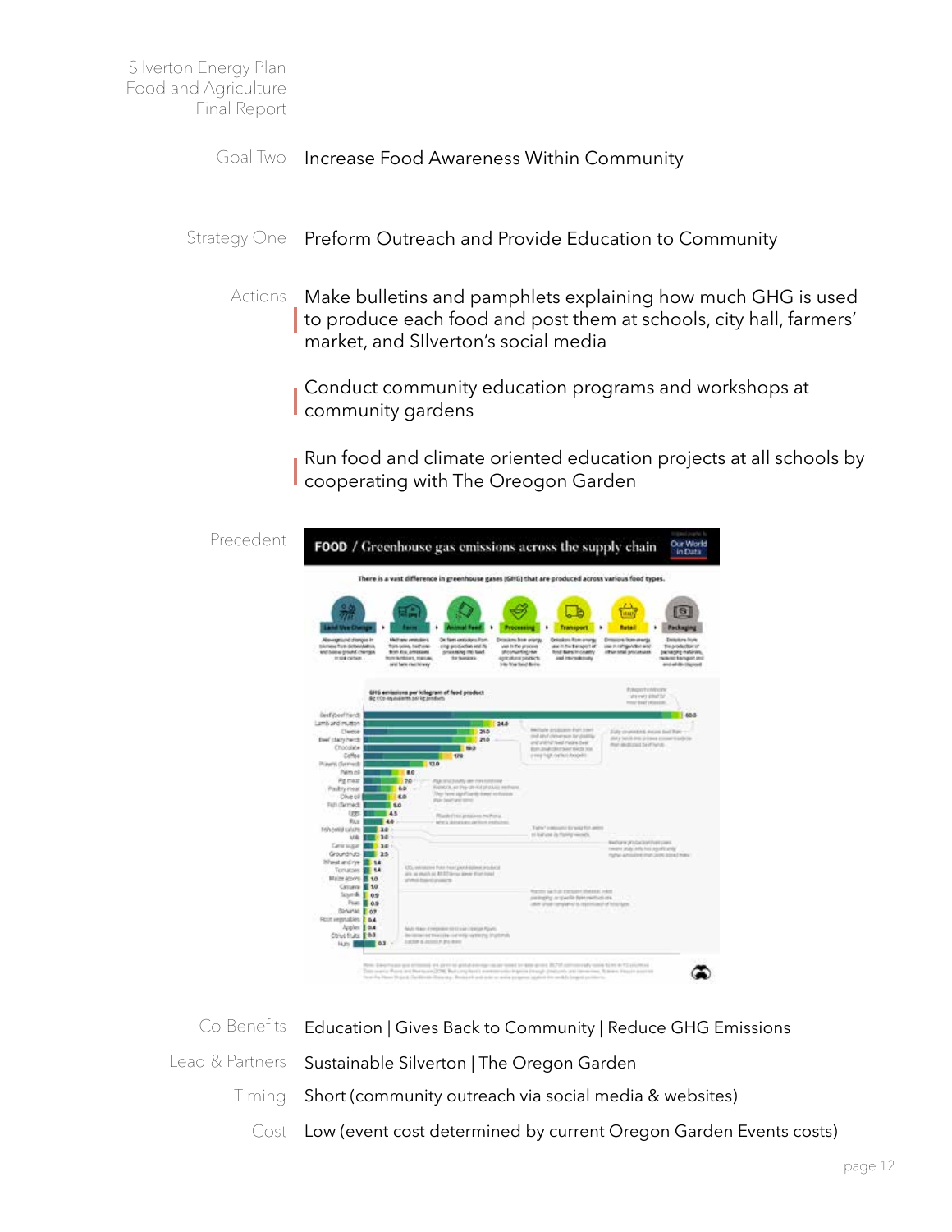# Goal Two — Increase Food Awareness Within Community

## Strategy One — Preform Outreach and Provide Education to Community

**Actions**

- Make bulletins and pamphlets explaining how much GHG is used to produce each food and post them at schools, city hall, farmers' market, and SIlverton's social media
- Conduct community education programs and workshops at community gardens
- Run food and climate oriented education projects at all schools by cooperating with The Oreogon Garden

**Precedent**

FOOD / Greenhouse gas emissions across the supply chain

Our World in Data

There is a vast difference in greenhouse gases (GHG) that are produced across various food types.

Land Use Change · Farm · Animal Feed · Processing · Transport · Retail · Packaging

GHG emissions per kilogram of food product

Beef (beef herd) 60.0
Lamb and mutton 24.0
Cheese 21.0
Beef (dairy herd) 21.0
Chocolate 19.0
Coffee 17.0
Prawns (farmed) 12.0
Palm oil 8.0
Pig meat 7.0
Poultry meat 6.0
Olive oil 6.0
Fish (farmed) 5.0
Eggs 4.5
Rice 4.0
Fish (wild catch) 3.0
Milk 3.0
Cane sugar 3.0
Groundnuts 2.5
Wheat and rye 1.4
Tomatoes 1.4
Maize (corn) 1.0
Cassava 1.0
Soymilk 0.9
Peas 0.9
Bananas 0.7
Root vegetables 0.4
Apples 0.4
Citrus fruits 0.3
Nuts 0.3

**Co-Benefits:** Education | Gives Back to Community | Reduce GHG Emissions

**Lead & Partners:** Sustainable Silverton | The Oregon Garden

**Timing:** Short (community outreach via social media & websites)

**Cost:** Low (event cost determined by current Oregon Garden Events costs)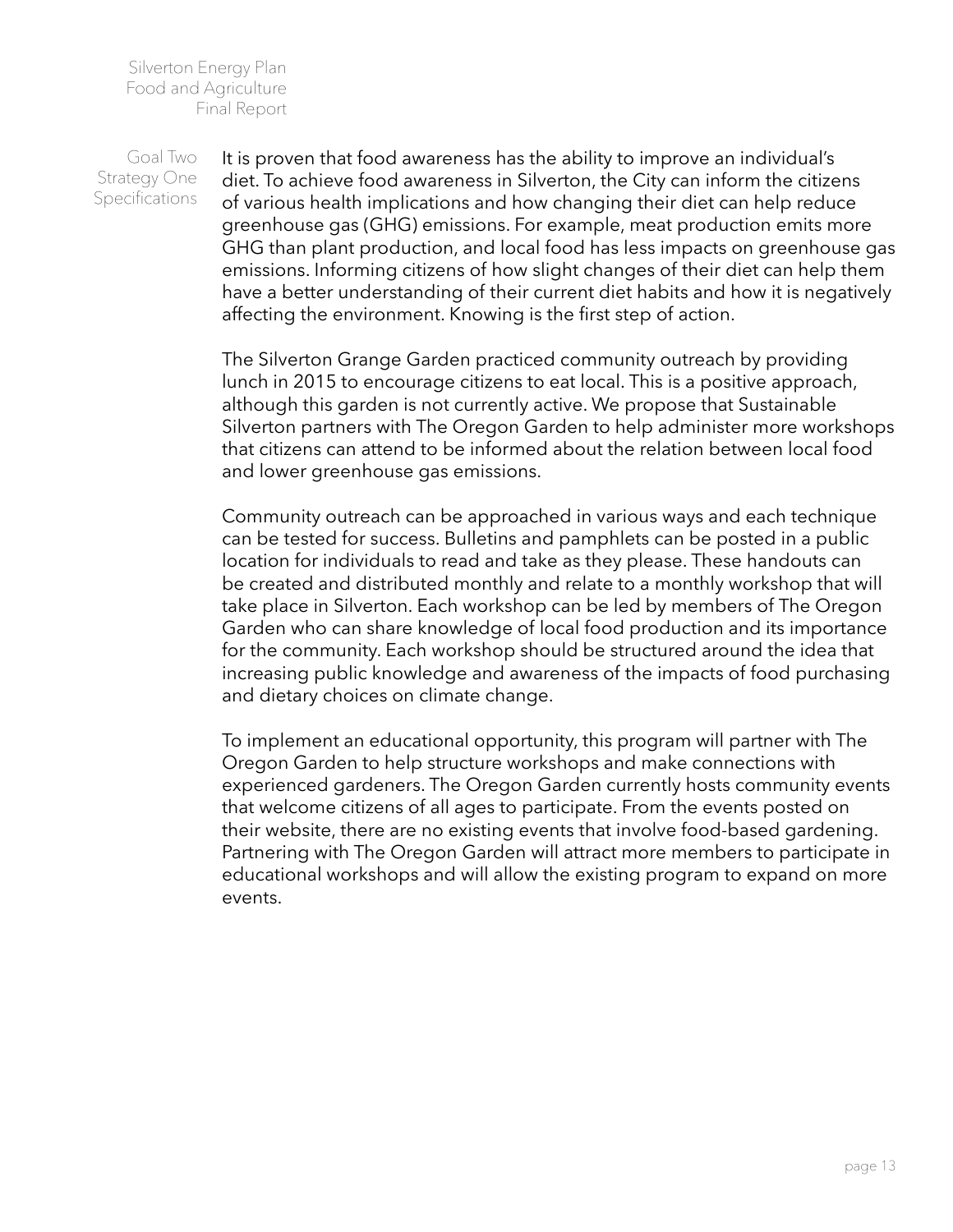## Goal Two Strategy One Specifications

It is proven that food awareness has the ability to improve an individual's diet. To achieve food awareness in Silverton, the City can inform the citizens of various health implications and how changing their diet can help reduce greenhouse gas (GHG) emissions. For example, meat production emits more GHG than plant production, and local food has less impacts on greenhouse gas emissions. Informing citizens of how slight changes of their diet can help them have a better understanding of their current diet habits and how it is negatively affecting the environment. Knowing is the first step of action.

The Silverton Grange Garden practiced community outreach by providing lunch in 2015 to encourage citizens to eat local. This is a positive approach, although this garden is not currently active. We propose that Sustainable Silverton partners with The Oregon Garden to help administer more workshops that citizens can attend to be informed about the relation between local food and lower greenhouse gas emissions.

Community outreach can be approached in various ways and each technique can be tested for success. Bulletins and pamphlets can be posted in a public location for individuals to read and take as they please. These handouts can be created and distributed monthly and relate to a monthly workshop that will take place in Silverton. Each workshop can be led by members of The Oregon Garden who can share knowledge of local food production and its importance for the community. Each workshop should be structured around the idea that increasing public knowledge and awareness of the impacts of food purchasing and dietary choices on climate change.

To implement an educational opportunity, this program will partner with The Oregon Garden to help structure workshops and make connections with experienced gardeners. The Oregon Garden currently hosts community events that welcome citizens of all ages to participate. From the events posted on their website, there are no existing events that involve food-based gardening. Partnering with The Oregon Garden will attract more members to participate in educational workshops and will allow the existing program to expand on more events.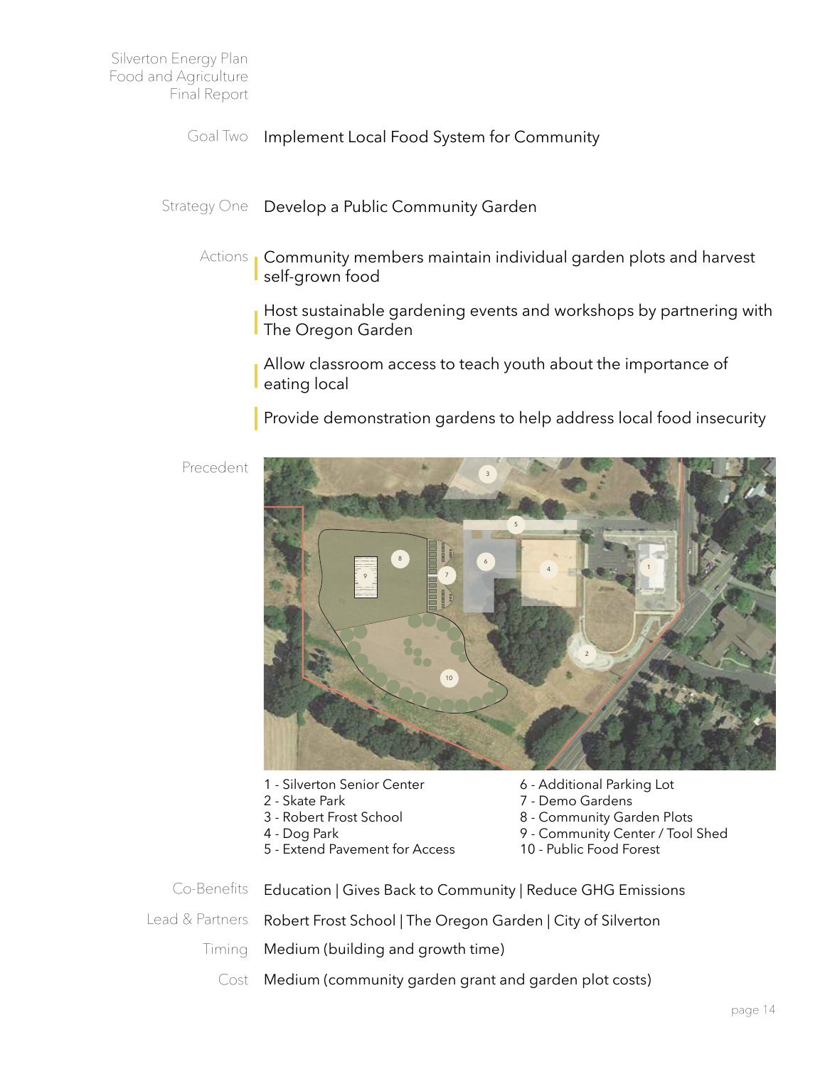Silverton Energy Plan
Food and Agriculture
Final Report

## Goal Two: Implement Local Food System for Community

### Strategy One: Develop a Public Community Garden

**Actions**

- Community members maintain individual garden plots and harvest self-grown food
- Host sustainable gardening events and workshops by partnering with The Oregon Garden
- Allow classroom access to teach youth about the importance of eating local
- Provide demonstration gardens to help address local food insecurity

**Precedent**

1 - Silverton Senior Center
2 - Skate Park
3 - Robert Frost School
4 - Dog Park
5 - Extend Pavement for Access
6 - Additional Parking Lot
7 - Demo Gardens
8 - Community Garden Plots
9 - Community Center / Tool Shed
10 - Public Food Forest

**Co-Benefits:** Education | Gives Back to Community | Reduce GHG Emissions

**Lead & Partners:** Robert Frost School | The Oregon Garden | City of Silverton

**Timing:** Medium (building and growth time)

**Cost:** Medium (community garden grant and garden plot costs)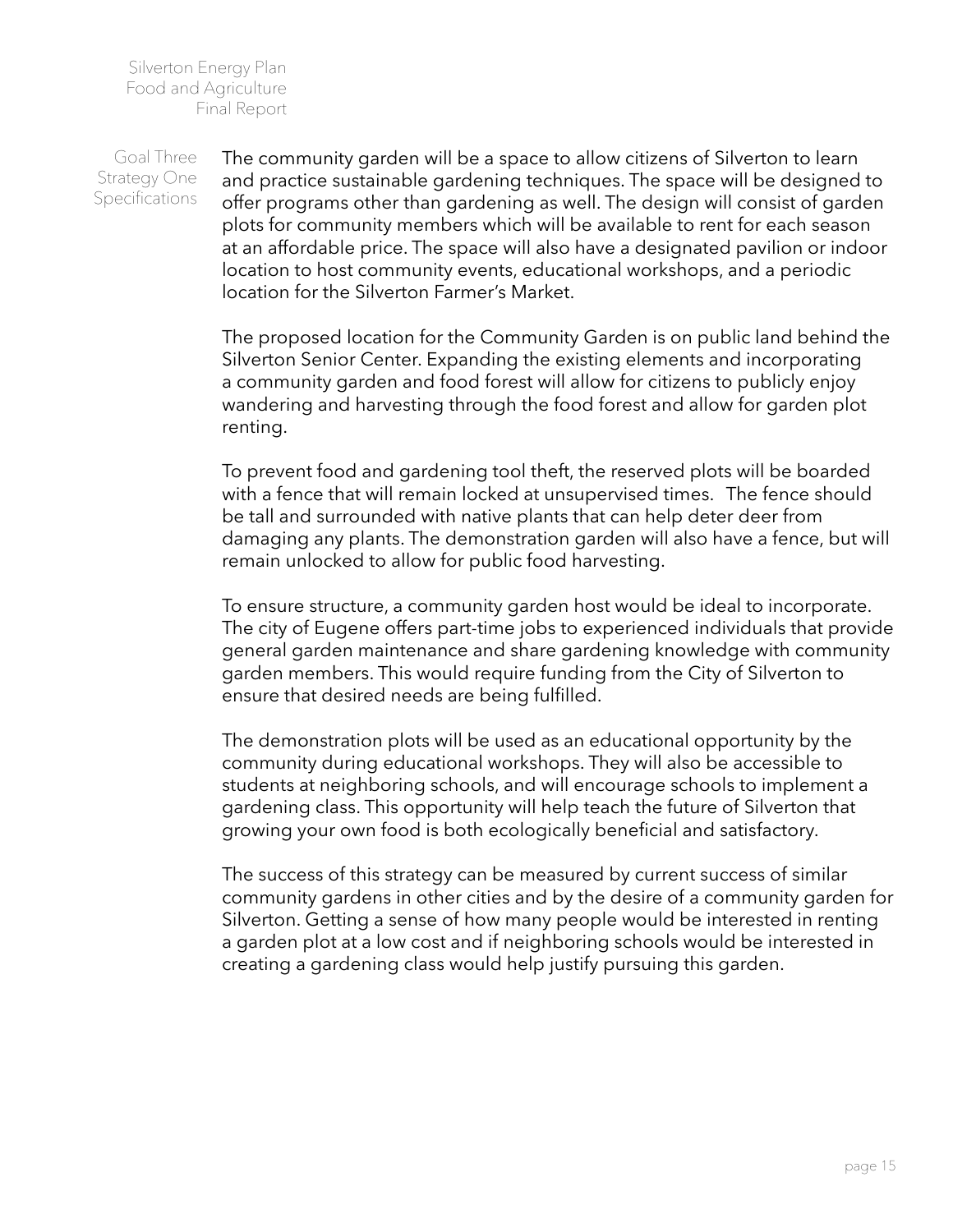## Goal Three Strategy One Specifications

The community garden will be a space to allow citizens of Silverton to learn and practice sustainable gardening techniques. The space will be designed to offer programs other than gardening as well. The design will consist of garden plots for community members which will be available to rent for each season at an affordable price. The space will also have a designated pavilion or indoor location to host community events, educational workshops, and a periodic location for the Silverton Farmer's Market.

The proposed location for the Community Garden is on public land behind the Silverton Senior Center. Expanding the existing elements and incorporating a community garden and food forest will allow for citizens to publicly enjoy wandering and harvesting through the food forest and allow for garden plot renting.

To prevent food and gardening tool theft, the reserved plots will be boarded with a fence that will remain locked at unsupervised times. The fence should be tall and surrounded with native plants that can help deter deer from damaging any plants. The demonstration garden will also have a fence, but will remain unlocked to allow for public food harvesting.

To ensure structure, a community garden host would be ideal to incorporate. The city of Eugene offers part-time jobs to experienced individuals that provide general garden maintenance and share gardening knowledge with community garden members. This would require funding from the City of Silverton to ensure that desired needs are being fulfilled.

The demonstration plots will be used as an educational opportunity by the community during educational workshops. They will also be accessible to students at neighboring schools, and will encourage schools to implement a gardening class. This opportunity will help teach the future of Silverton that growing your own food is both ecologically beneficial and satisfactory.

The success of this strategy can be measured by current success of similar community gardens in other cities and by the desire of a community garden for Silverton. Getting a sense of how many people would be interested in renting a garden plot at a low cost and if neighboring schools would be interested in creating a gardening class would help justify pursuing this garden.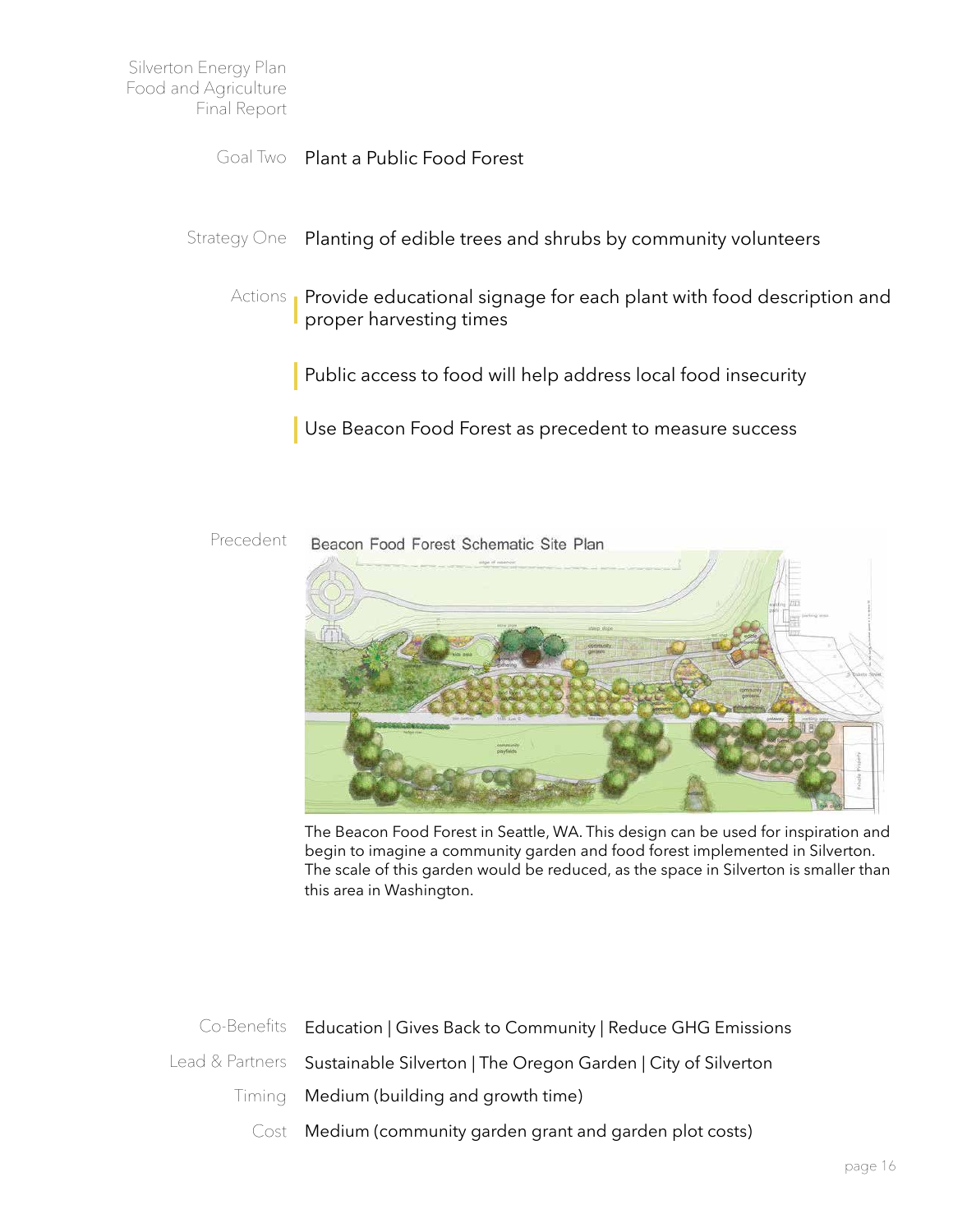Goal Two **Plant a Public Food Forest**

Strategy One Planting of edible trees and shrubs by community volunteers

Actions

- Provide educational signage for each plant with food description and proper harvesting times
- Public access to food will help address local food insecurity
- Use Beacon Food Forest as precedent to measure success

Precedent

Beacon Food Forest Schematic Site Plan

The Beacon Food Forest in Seattle, WA. This design can be used for inspiration and begin to imagine a community garden and food forest implemented in Silverton. The scale of this garden would be reduced, as the space in Silverton is smaller than this area in Washington.

Co-Benefits Education | Gives Back to Community | Reduce GHG Emissions

Lead & Partners Sustainable Silverton | The Oregon Garden | City of Silverton

Timing Medium (building and growth time)

Cost Medium (community garden grant and garden plot costs)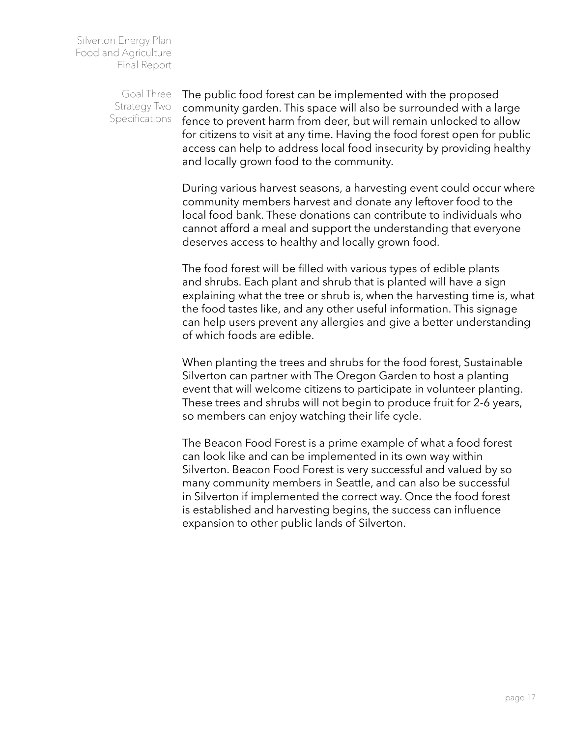## Goal Three Strategy Two Specifications

The public food forest can be implemented with the proposed community garden. This space will also be surrounded with a large fence to prevent harm from deer, but will remain unlocked to allow for citizens to visit at any time. Having the food forest open for public access can help to address local food insecurity by providing healthy and locally grown food to the community.

During various harvest seasons, a harvesting event could occur where community members harvest and donate any leftover food to the local food bank. These donations can contribute to individuals who cannot afford a meal and support the understanding that everyone deserves access to healthy and locally grown food.

The food forest will be filled with various types of edible plants and shrubs. Each plant and shrub that is planted will have a sign explaining what the tree or shrub is, when the harvesting time is, what the food tastes like, and any other useful information. This signage can help users prevent any allergies and give a better understanding of which foods are edible.

When planting the trees and shrubs for the food forest, Sustainable Silverton can partner with The Oregon Garden to host a planting event that will welcome citizens to participate in volunteer planting. These trees and shrubs will not begin to produce fruit for 2-6 years, so members can enjoy watching their life cycle.

The Beacon Food Forest is a prime example of what a food forest can look like and can be implemented in its own way within Silverton. Beacon Food Forest is very successful and valued by so many community members in Seattle, and can also be successful in Silverton if implemented the correct way. Once the food forest is established and harvesting begins, the success can influence expansion to other public lands of Silverton.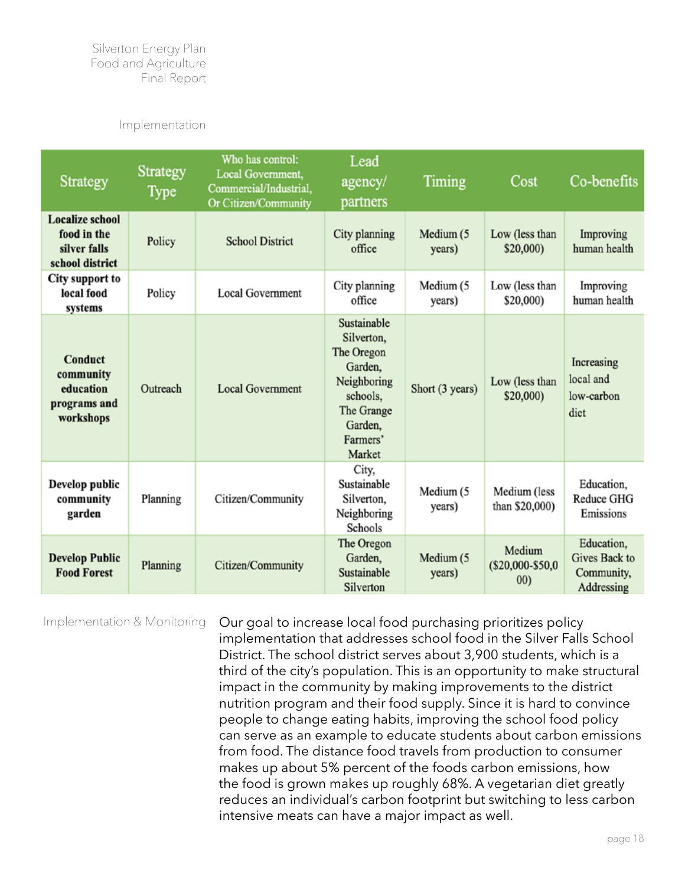## Implementation

| Strategy | Strategy Type | Who has control: Local Government, Commercial/Industrial, Or Citizen/Community | Lead agency/ partners | Timing | Cost | Co-benefits |
|---|---|---|---|---|---|---|
| **Localize school food in the silver falls school district** | Policy | School District | City planning office | Medium (5 years) | Low (less than $20,000) | Improving human health |
| **City support to local food systems** | Policy | Local Government | City planning office | Medium (5 years) | Low (less than $20,000) | Improving human health |
| **Conduct community education programs and workshops** | Outreach | Local Government | Sustainable Silverton, The Oregon Garden, Neighboring schools, The Grange Garden, Farmers' Market | Short (3 years) | Low (less than $20,000) | Increasing local and low-carbon diet |
| **Develop public community garden** | Planning | Citizen/Community | City, Sustainable Silverton, Neighboring Schools | Medium (5 years) | Medium (less than $20,000) | Education, Reduce GHG Emissions |
| **Develop Public Food Forest** | Planning | Citizen/Community | The Oregon Garden, Sustainable Silverton | Medium (5 years) | Medium ($20,000-$50,000) | Education, Gives Back to Community, Addressing |

### Implementation & Monitoring

Our goal to increase local food purchasing prioritizes policy implementation that addresses school food in the Silver Falls School District. The school district serves about 3,900 students, which is a third of the city's population. This is an opportunity to make structural impact in the community by making improvements to the district nutrition program and their food supply. Since it is hard to convince people to change eating habits, improving the school food policy can serve as an example to educate students about carbon emissions from food. The distance food travels from production to consumer makes up about 5% percent of the foods carbon emissions, how the food is grown makes up roughly 68%. A vegetarian diet greatly reduces an individual's carbon footprint but switching to less carbon intensive meats can have a major impact as well.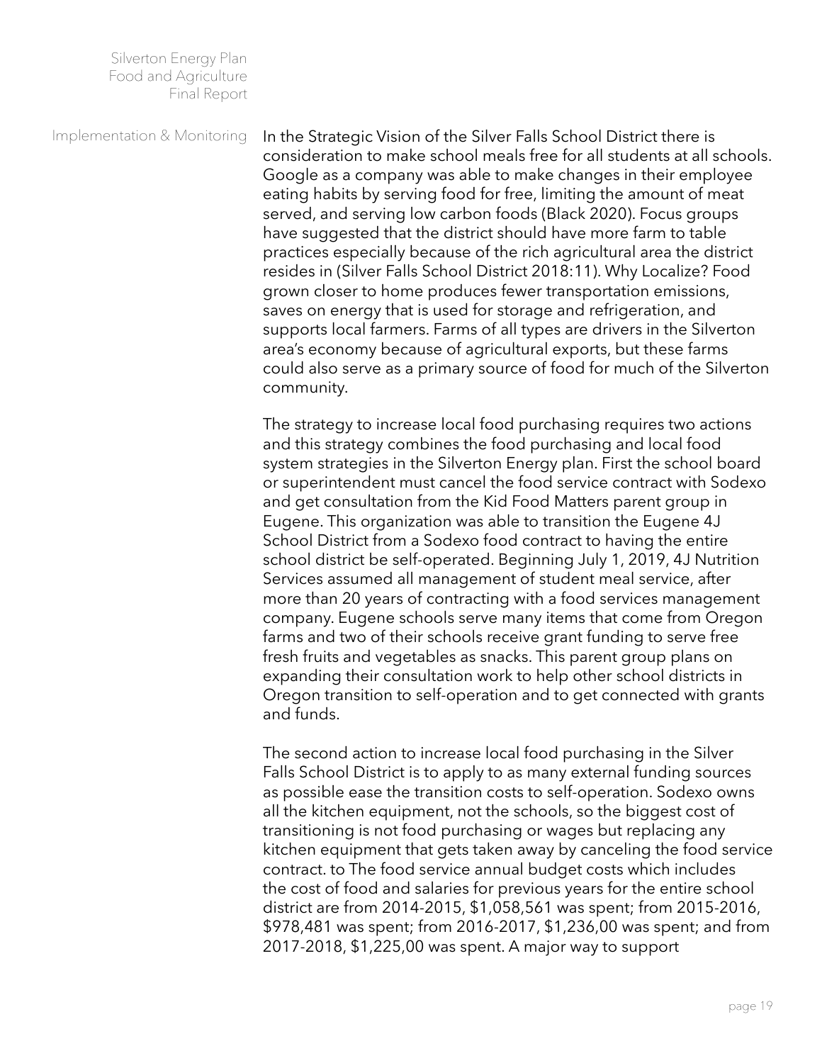## Implementation & Monitoring

In the Strategic Vision of the Silver Falls School District there is consideration to make school meals free for all students at all schools. Google as a company was able to make changes in their employee eating habits by serving food for free, limiting the amount of meat served, and serving low carbon foods (Black 2020). Focus groups have suggested that the district should have more farm to table practices especially because of the rich agricultural area the district resides in (Silver Falls School District 2018:11). Why Localize? Food grown closer to home produces fewer transportation emissions, saves on energy that is used for storage and refrigeration, and supports local farmers. Farms of all types are drivers in the Silverton area's economy because of agricultural exports, but these farms could also serve as a primary source of food for much of the Silverton community.

The strategy to increase local food purchasing requires two actions and this strategy combines the food purchasing and local food system strategies in the Silverton Energy plan. First the school board or superintendent must cancel the food service contract with Sodexo and get consultation from the Kid Food Matters parent group in Eugene. This organization was able to transition the Eugene 4J School District from a Sodexo food contract to having the entire school district be self-operated. Beginning July 1, 2019, 4J Nutrition Services assumed all management of student meal service, after more than 20 years of contracting with a food services management company. Eugene schools serve many items that come from Oregon farms and two of their schools receive grant funding to serve free fresh fruits and vegetables as snacks. This parent group plans on expanding their consultation work to help other school districts in Oregon transition to self-operation and to get connected with grants and funds.

The second action to increase local food purchasing in the Silver Falls School District is to apply to as many external funding sources as possible ease the transition costs to self-operation. Sodexo owns all the kitchen equipment, not the schools, so the biggest cost of transitioning is not food purchasing or wages but replacing any kitchen equipment that gets taken away by canceling the food service contract. to The food service annual budget costs which includes the cost of food and salaries for previous years for the entire school district are from 2014-2015, $1,058,561 was spent; from 2015-2016, $978,481 was spent; from 2016-2017, $1,236,00 was spent; and from 2017-2018, $1,225,00 was spent. A major way to support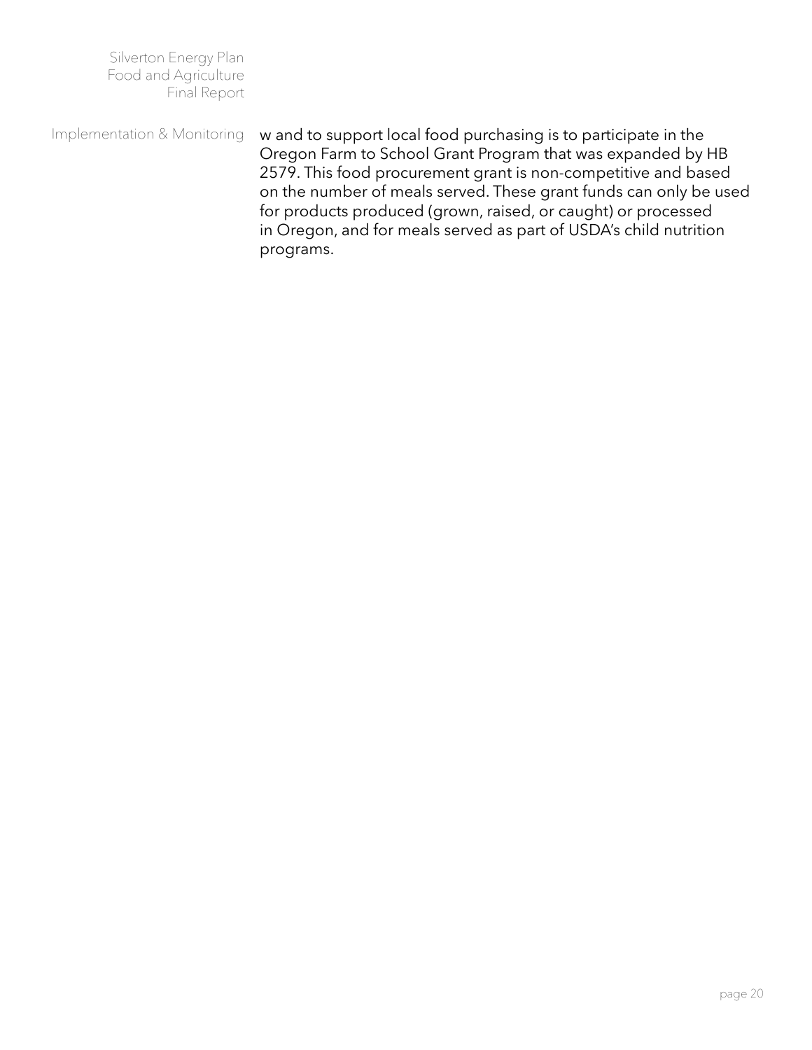w and to support local food purchasing is to participate in the Oregon Farm to School Grant Program that was expanded by HB 2579. This food procurement grant is non-competitive and based on the number of meals served. These grant funds can only be used for products produced (grown, raised, or caught) or processed in Oregon, and for meals served as part of USDA's child nutrition programs.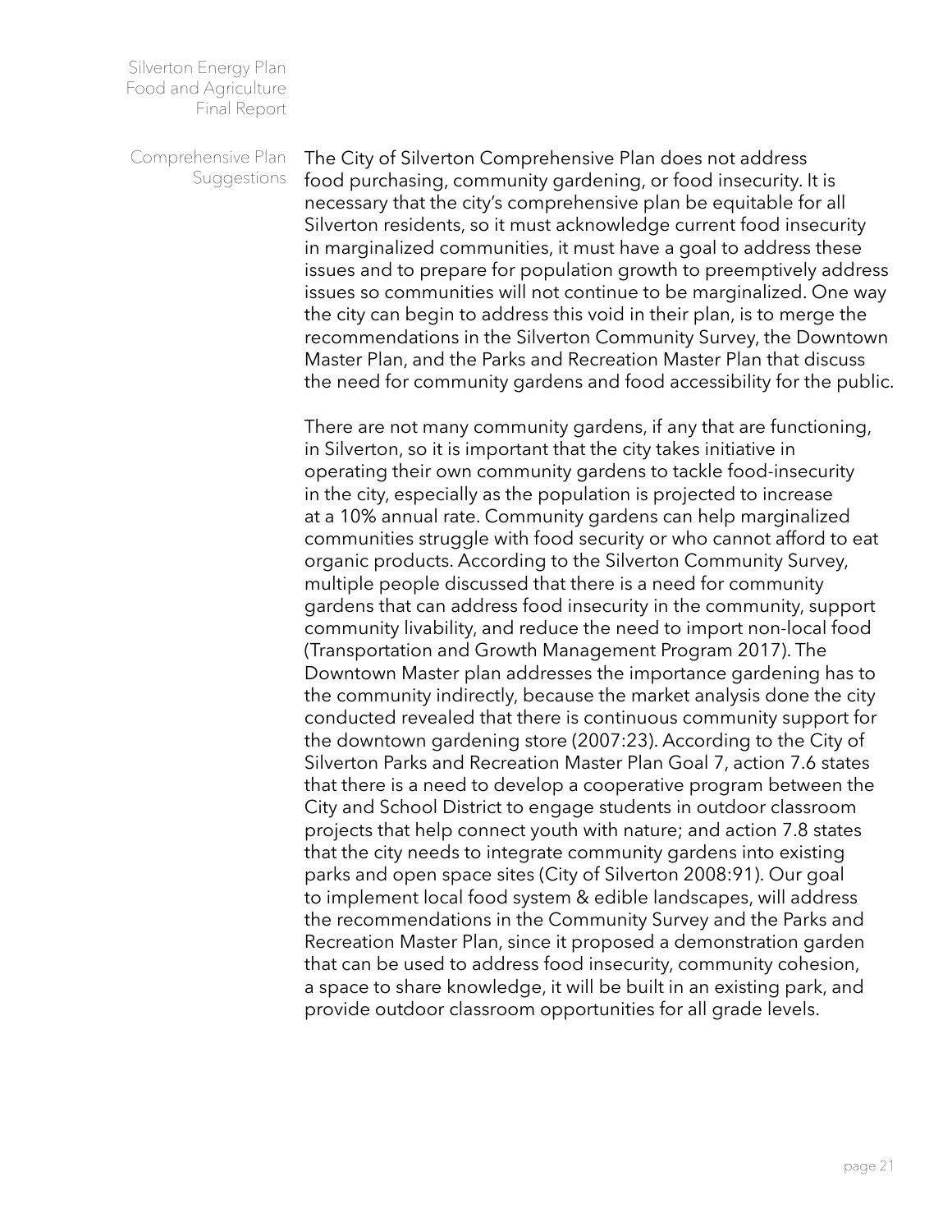## Comprehensive Plan Suggestions

The City of Silverton Comprehensive Plan does not address food purchasing, community gardening, or food insecurity. It is necessary that the city's comprehensive plan be equitable for all Silverton residents, so it must acknowledge current food insecurity in marginalized communities, it must have a goal to address these issues and to prepare for population growth to preemptively address issues so communities will not continue to be marginalized. One way the city can begin to address this void in their plan, is to merge the recommendations in the Silverton Community Survey, the Downtown Master Plan, and the Parks and Recreation Master Plan that discuss the need for community gardens and food accessibility for the public.

There are not many community gardens, if any that are functioning, in Silverton, so it is important that the city takes initiative in operating their own community gardens to tackle food-insecurity in the city, especially as the population is projected to increase at a 10% annual rate. Community gardens can help marginalized communities struggle with food security or who cannot afford to eat organic products. According to the Silverton Community Survey, multiple people discussed that there is a need for community gardens that can address food insecurity in the community, support community livability, and reduce the need to import non-local food (Transportation and Growth Management Program 2017). The Downtown Master plan addresses the importance gardening has to the community indirectly, because the market analysis done the city conducted revealed that there is continuous community support for the downtown gardening store (2007:23). According to the City of Silverton Parks and Recreation Master Plan Goal 7, action 7.6 states that there is a need to develop a cooperative program between the City and School District to engage students in outdoor classroom projects that help connect youth with nature; and action 7.8 states that the city needs to integrate community gardens into existing parks and open space sites (City of Silverton 2008:91). Our goal to implement local food system & edible landscapes, will address the recommendations in the Community Survey and the Parks and Recreation Master Plan, since it proposed a demonstration garden that can be used to address food insecurity, community cohesion, a space to share knowledge, it will be built in an existing park, and provide outdoor classroom opportunities for all grade levels.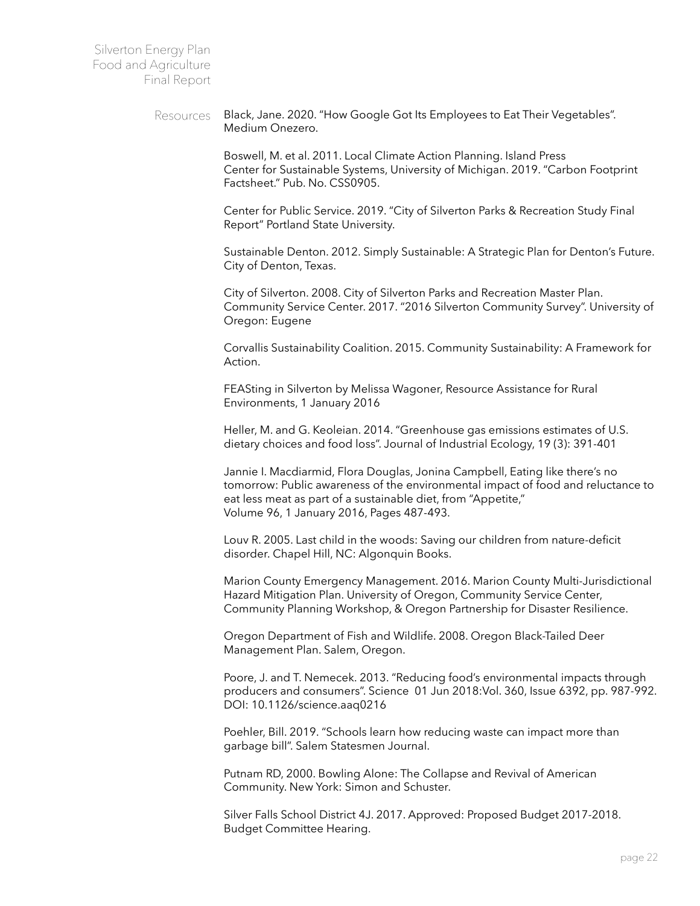## Resources

Black, Jane. 2020. "How Google Got Its Employees to Eat Their Vegetables". Medium Onezero.

Boswell, M. et al. 2011. Local Climate Action Planning. Island Press
Center for Sustainable Systems, University of Michigan. 2019. "Carbon Footprint Factsheet." Pub. No. CSS0905.

Center for Public Service. 2019. "City of Silverton Parks & Recreation Study Final Report" Portland State University.

Sustainable Denton. 2012. Simply Sustainable: A Strategic Plan for Denton's Future. City of Denton, Texas.

City of Silverton. 2008. City of Silverton Parks and Recreation Master Plan.
Community Service Center. 2017. "2016 Silverton Community Survey". University of Oregon: Eugene

Corvallis Sustainability Coalition. 2015. Community Sustainability: A Framework for Action.

FEASting in Silverton by Melissa Wagoner, Resource Assistance for Rural Environments, 1 January 2016

Heller, M. and G. Keoleian. 2014. "Greenhouse gas emissions estimates of U.S. dietary choices and food loss". Journal of Industrial Ecology, 19 (3): 391-401

Jannie I. Macdiarmid, Flora Douglas, Jonina Campbell, Eating like there's no tomorrow: Public awareness of the environmental impact of food and reluctance to eat less meat as part of a sustainable diet, from "Appetite," Volume 96, 1 January 2016, Pages 487-493.

Louv R. 2005. Last child in the woods: Saving our children from nature-deficit disorder. Chapel Hill, NC: Algonquin Books.

Marion County Emergency Management. 2016. Marion County Multi-Jurisdictional Hazard Mitigation Plan. University of Oregon, Community Service Center, Community Planning Workshop, & Oregon Partnership for Disaster Resilience.

Oregon Department of Fish and Wildlife. 2008. Oregon Black-Tailed Deer Management Plan. Salem, Oregon.

Poore, J. and T. Nemecek. 2013. "Reducing food's environmental impacts through producers and consumers". Science 01 Jun 2018:Vol. 360, Issue 6392, pp. 987-992. DOI: 10.1126/science.aaq0216

Poehler, Bill. 2019. "Schools learn how reducing waste can impact more than garbage bill". Salem Statesmen Journal.

Putnam RD, 2000. Bowling Alone: The Collapse and Revival of American Community. New York: Simon and Schuster.

Silver Falls School District 4J. 2017. Approved: Proposed Budget 2017-2018. Budget Committee Hearing.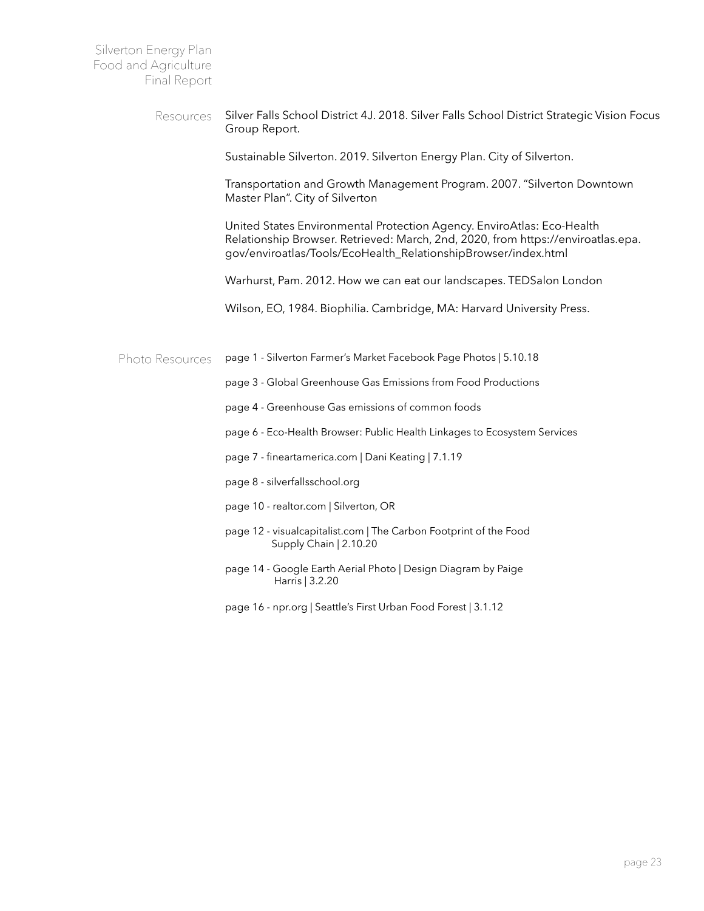## Resources

Silver Falls School District 4J. 2018. Silver Falls School District Strategic Vision Focus Group Report.

Sustainable Silverton. 2019. Silverton Energy Plan. City of Silverton.

Transportation and Growth Management Program. 2007. "Silverton Downtown Master Plan". City of Silverton

United States Environmental Protection Agency. EnviroAtlas: Eco-Health Relationship Browser. Retrieved: March, 2nd, 2020, from https://enviroatlas.epa.gov/enviroatlas/Tools/EcoHealth_RelationshipBrowser/index.html

Warhurst, Pam. 2012. How we can eat our landscapes. TEDSalon London

Wilson, EO, 1984. Biophilia. Cambridge, MA: Harvard University Press.

## Photo Resources

page 1 - Silverton Farmer's Market Facebook Page Photos | 5.10.18

page 3 - Global Greenhouse Gas Emissions from Food Productions

page 4 - Greenhouse Gas emissions of common foods

page 6 - Eco-Health Browser: Public Health Linkages to Ecosystem Services

page 7 - fineartamerica.com | Dani Keating | 7.1.19

page 8 - silverfallsschool.org

page 10 - realtor.com | Silverton, OR

page 12 - visualcapitalist.com | The Carbon Footprint of the Food Supply Chain | 2.10.20

page 14 - Google Earth Aerial Photo | Design Diagram by Paige Harris | 3.2.20

page 16 - npr.org | Seattle's First Urban Food Forest | 3.1.12